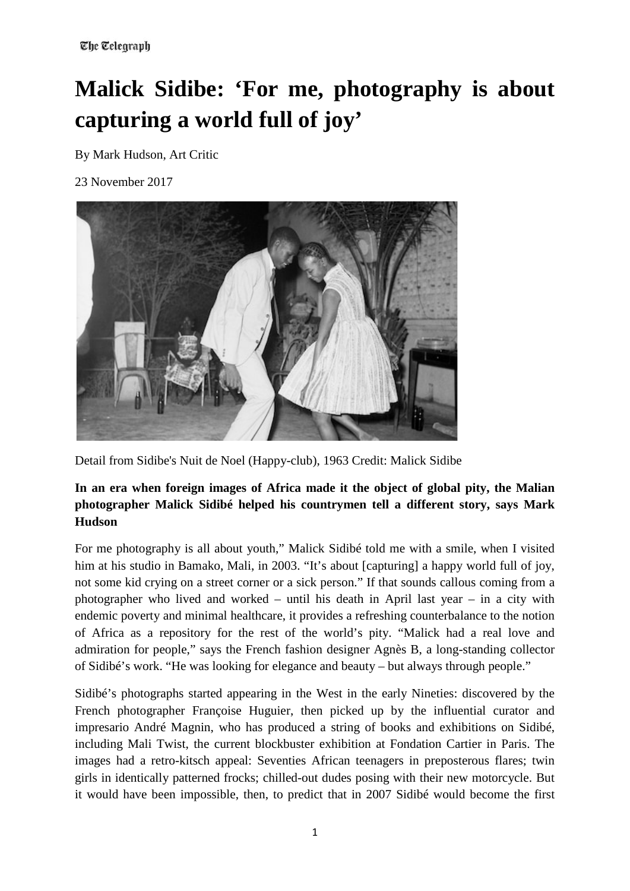The Telegraph

# Malick Sidibe: 'For me, photography is about capturing a world full of joy'

By Mark Hudson, Art Critic

23 November 2017

Detail from Sidibe's Nuit de Noel (Happy-club), 1963 Credit: Malick Sidibe

**In an era when foreign images of Africa made it the object of global pity, the Malian photographer Malick Sidibé helped his countrymen tell a different story, says Mark Hudson**

For me photography is all about youth," Malick Sidibé told me with a smile, when I visited him at his studio in Bamako, Mali, in 2003. "It's about [capturing] a happy world full of joy, not some kid crying on a street corner or a sick person." If that sounds callous coming from a photographer who lived and worked – until his death in April last year – in a city with endemic poverty and minimal healthcare, it provides a refreshing counterbalance to the notion of Africa as a repository for the rest of the world's pity. "Malick had a real love and admiration for people," says the French fashion designer Agnès B, a long-standing collector of Sidibé's work. "He was looking for elegance and beauty – but always through people."

Sidibé's photographs started appearing in the West in the early Nineties: discovered by the French photographer Françoise Huguier, then picked up by the influential curator and impresario André Magnin, who has produced a string of books and exhibitions on Sidibé, including Mali Twist, the current blockbuster exhibition at Fondation Cartier in Paris. The images had a retro-kitsch appeal: Seventies African teenagers in preposterous flares; twin girls in identically patterned frocks; chilled-out dudes posing with their new motorcycle. But it would have been impossible, then, to predict that in 2007 Sidibé would become the first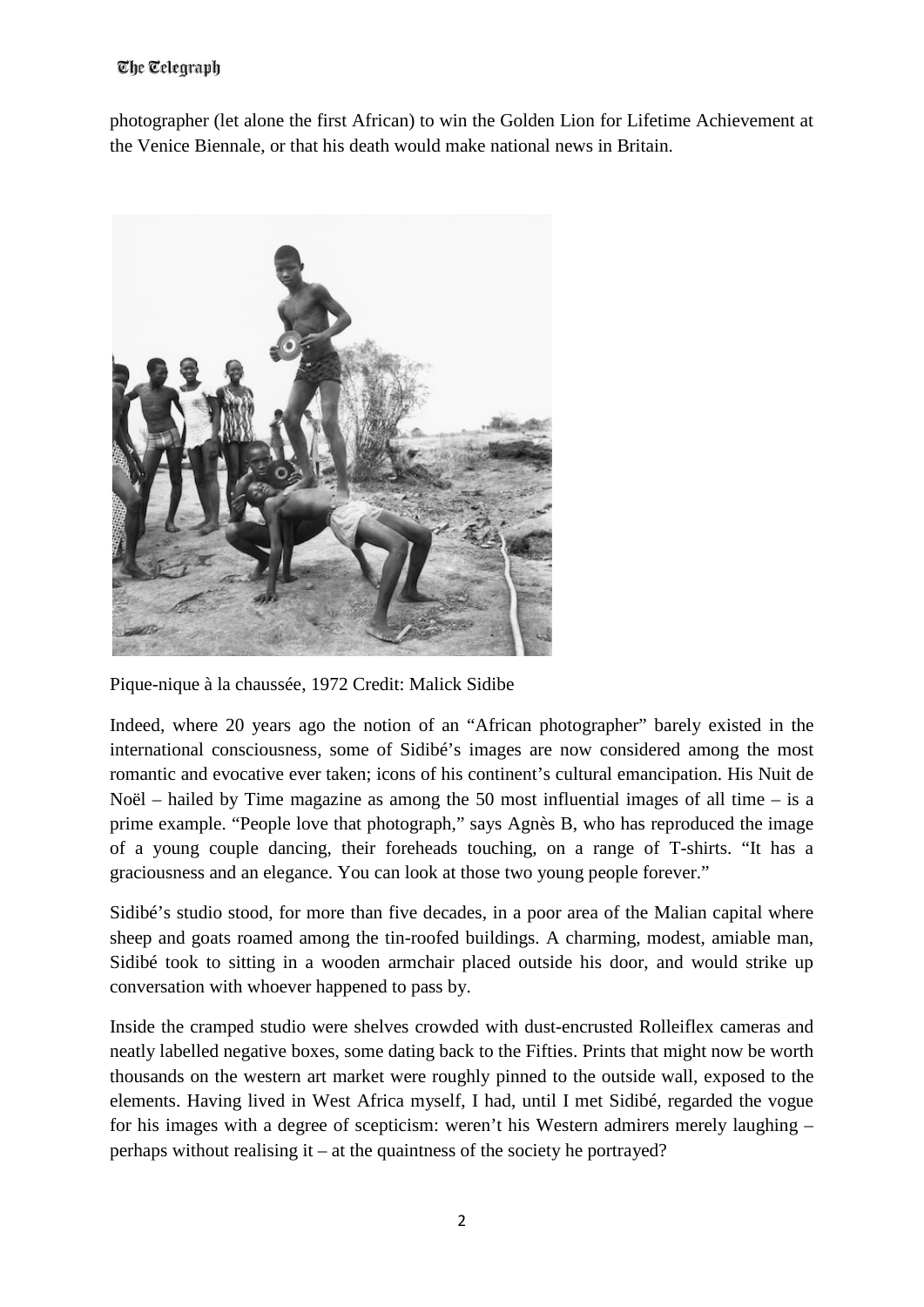photographer (let alone the first African) to win the Golden Lion for Lifetime Achievement at the Venice Biennale, or that his death would make national news in Britain.

Pique-nique à la chaussée, 1972 Credit: Malick Sidibe

Indeed, where 20 years ago the notion of an "African photographer" barely existed in the international consciousness, some of Sidibé's images are now considered among the most romantic and evocative ever taken; icons of his continent's cultural emancipation. His Nuit de Noël – hailed by Time magazine as among the 50 most influential images of all time – is a prime example. "People love that photograph," says Agnès B, who has reproduced the image of a young couple dancing, their foreheads touching, on a range of T-shirts. "It has a graciousness and an elegance. You can look at those two young people forever."

Sidibé's studio stood, for more than five decades, in a poor area of the Malian capital where sheep and goats roamed among the tin-roofed buildings. A charming, modest, amiable man, Sidibé took to sitting in a wooden armchair placed outside his door, and would strike up conversation with whoever happened to pass by.

Inside the cramped studio were shelves crowded with dust-encrusted Rolleiflex cameras and neatly labelled negative boxes, some dating back to the Fifties. Prints that might now be worth thousands on the western art market were roughly pinned to the outside wall, exposed to the elements. Having lived in West Africa myself, I had, until I met Sidibé, regarded the vogue for his images with a degree of scepticism: weren't his Western admirers merely laughing – perhaps without realising it – at the quaintness of the society he portrayed?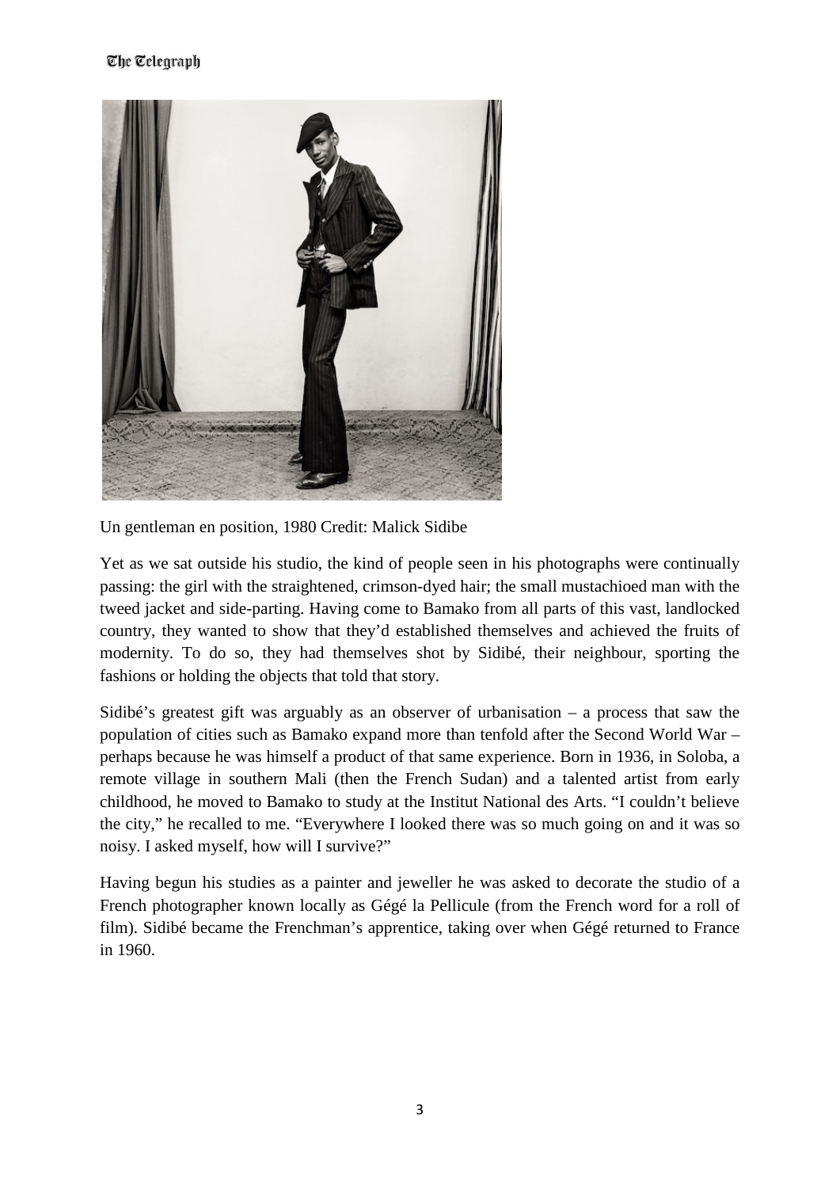Un gentleman en position, 1980 Credit: Malick Sidibe

Yet as we sat outside his studio, the kind of people seen in his photographs were continually passing: the girl with the straightened, crimson-dyed hair; the small mustachioed man with the tweed jacket and side-parting. Having come to Bamako from all parts of this vast, landlocked country, they wanted to show that they'd established themselves and achieved the fruits of modernity. To do so, they had themselves shot by Sidibé, their neighbour, sporting the fashions or holding the objects that told that story.

Sidibé's greatest gift was arguably as an observer of urbanisation – a process that saw the population of cities such as Bamako expand more than tenfold after the Second World War – perhaps because he was himself a product of that same experience. Born in 1936, in Soloba, a remote village in southern Mali (then the French Sudan) and a talented artist from early childhood, he moved to Bamako to study at the Institut National des Arts. "I couldn't believe the city," he recalled to me. "Everywhere I looked there was so much going on and it was so noisy. I asked myself, how will I survive?"

Having begun his studies as a painter and jeweller he was asked to decorate the studio of a French photographer known locally as Gégé la Pellicule (from the French word for a roll of film). Sidibé became the Frenchman's apprentice, taking over when Gégé returned to France in 1960.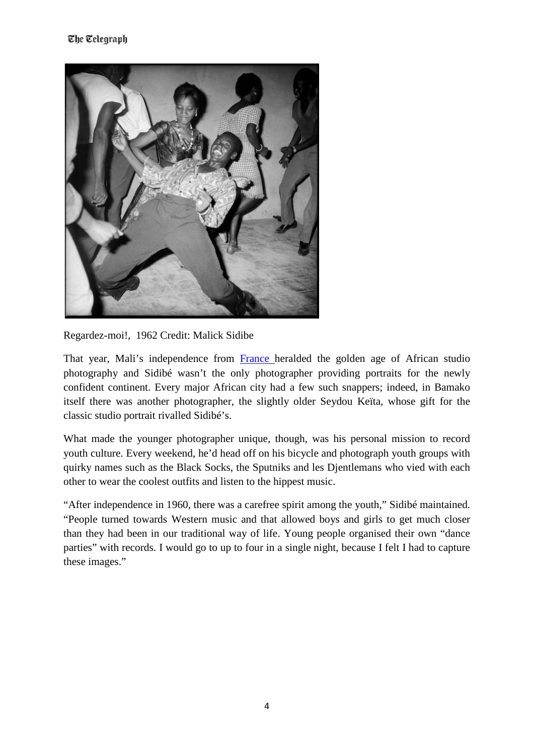Regardez-moi!, 1962 Credit: Malick Sidibe

That year, Mali's independence from [France ]heralded the golden age of African studio photography and Sidibé wasn't the only photographer providing portraits for the newly confident continent. Every major African city had a few such snappers; indeed, in Bamako itself there was another photographer, the slightly older Seydou Keïta, whose gift for the classic studio portrait rivalled Sidibé's.

What made the younger photographer unique, though, was his personal mission to record youth culture. Every weekend, he'd head off on his bicycle and photograph youth groups with quirky names such as the Black Socks, the Sputniks and les Djentlemans who vied with each other to wear the coolest outfits and listen to the hippest music.

"After independence in 1960, there was a carefree spirit among the youth," Sidibé maintained. "People turned towards Western music and that allowed boys and girls to get much closer than they had been in our traditional way of life. Young people organised their own "dance parties" with records. I would go to up to four in a single night, because I felt I had to capture these images."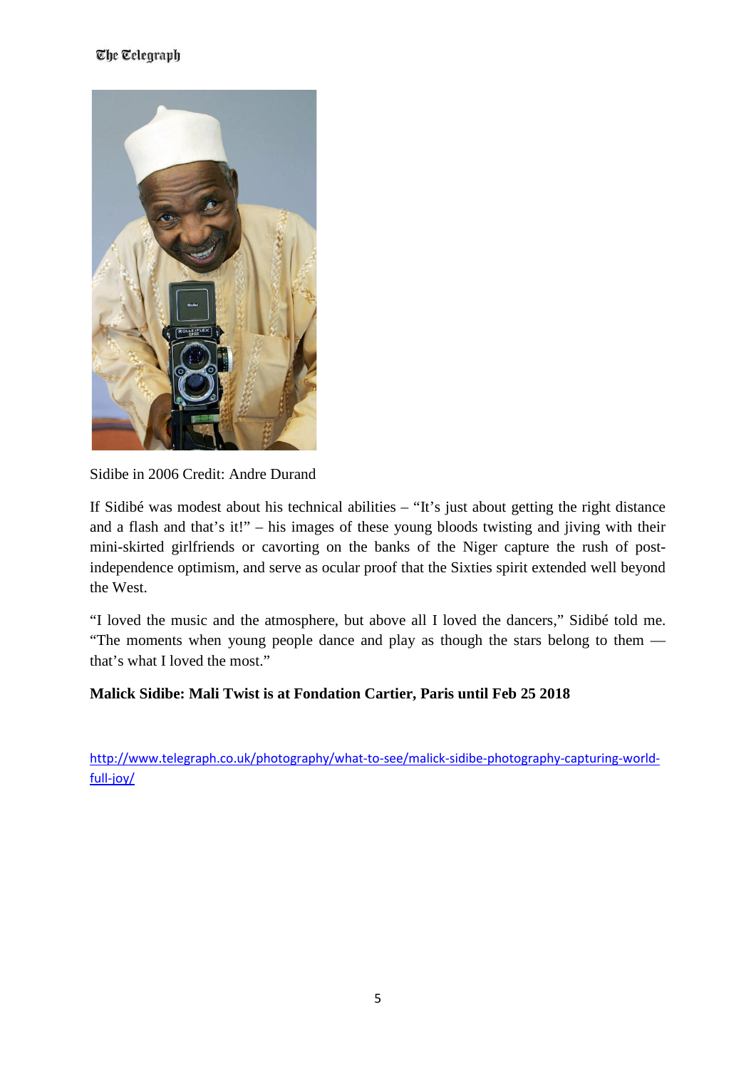Sidibe in 2006 Credit: Andre Durand

If Sidibé was modest about his technical abilities – "It's just about getting the right distance and a flash and that's it!" – his images of these young bloods twisting and jiving with their mini-skirted girlfriends or cavorting on the banks of the Niger capture the rush of post-independence optimism, and serve as ocular proof that the Sixties spirit extended well beyond the West.

"I loved the music and the atmosphere, but above all I loved the dancers," Sidibé told me. "The moments when young people dance and play as though the stars belong to them — that's what I loved the most."

**Malick Sidibe: Mali Twist is at Fondation Cartier, Paris until Feb 25 2018**

http://www.telegraph.co.uk/photography/what-to-see/malick-sidibe-photography-capturing-world-full-joy/